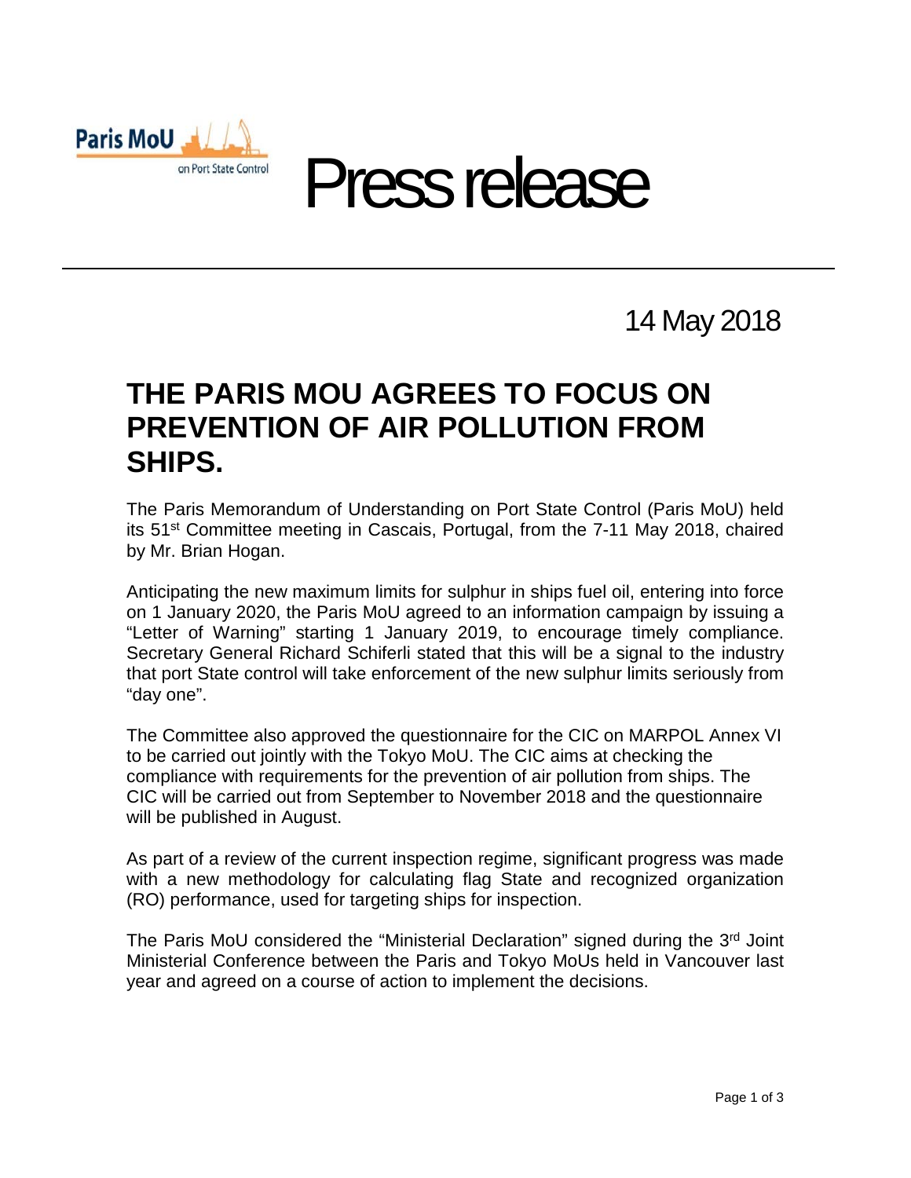Paris MoU on Port State Control

# Press release

14 May 2018

## THE PARIS MOU AGREES TO FOCUS ON PREVENTION OF AIR POLLUTION FROM SHIPS.

The Paris Memorandum of Understanding on Port State Control (Paris MoU) held its 51st Committee meeting in Cascais, Portugal, from the 7-11 May 2018, chaired by Mr. Brian Hogan.

Anticipating the new maximum limits for sulphur in ships fuel oil, entering into force on 1 January 2020, the Paris MoU agreed to an information campaign by issuing a "Letter of Warning" starting 1 January 2019, to encourage timely compliance. Secretary General Richard Schiferli stated that this will be a signal to the industry that port State control will take enforcement of the new sulphur limits seriously from "day one".

The Committee also approved the questionnaire for the CIC on MARPOL Annex VI to be carried out jointly with the Tokyo MoU. The CIC aims at checking the compliance with requirements for the prevention of air pollution from ships. The CIC will be carried out from September to November 2018 and the questionnaire will be published in August.

As part of a review of the current inspection regime, significant progress was made with a new methodology for calculating flag State and recognized organization (RO) performance, used for targeting ships for inspection.

The Paris MoU considered the "Ministerial Declaration" signed during the 3rd Joint Ministerial Conference between the Paris and Tokyo MoUs held in Vancouver last year and agreed on a course of action to implement the decisions.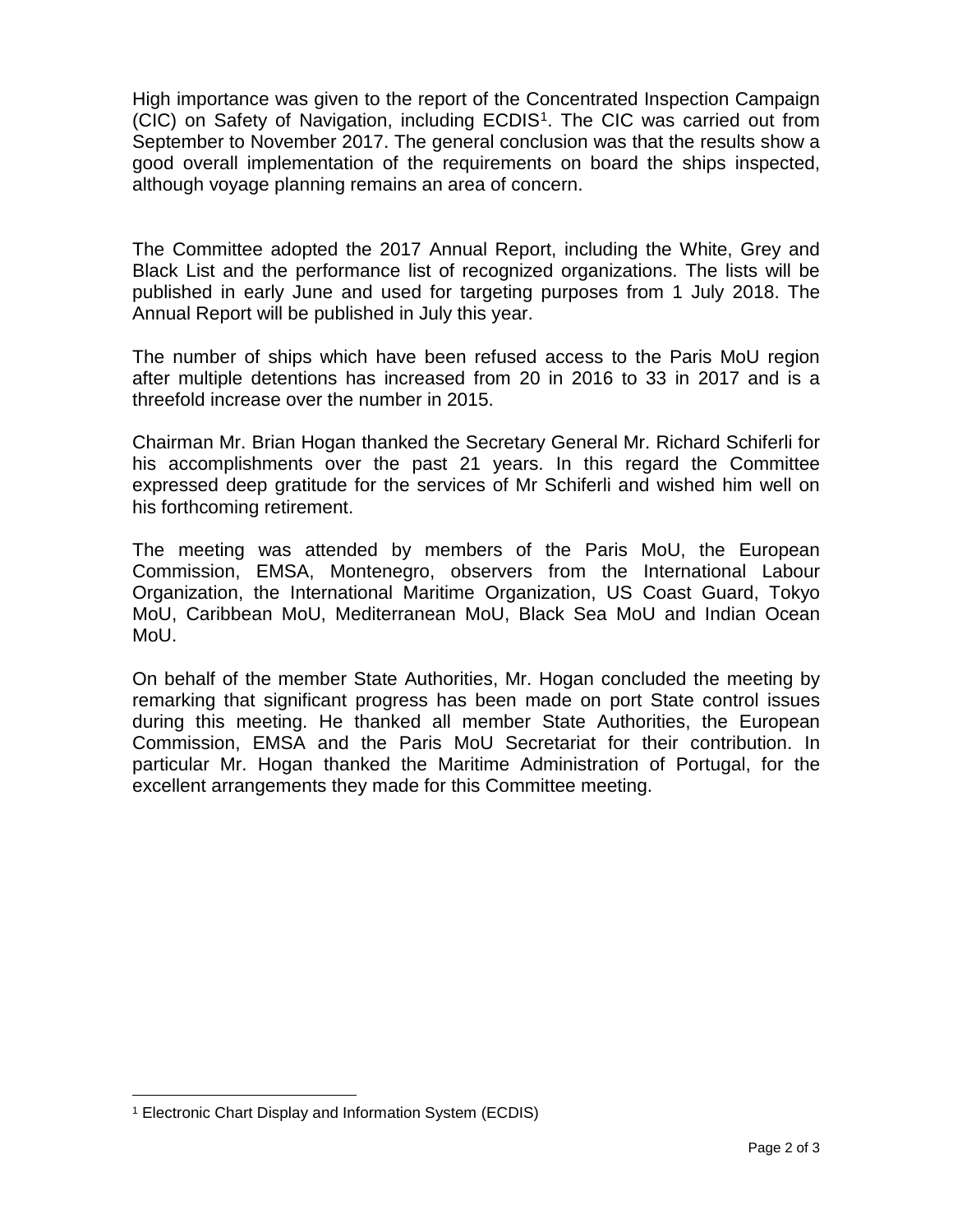High importance was given to the report of the Concentrated Inspection Campaign (CIC) on Safety of Navigation, including ECDIS[1]. The CIC was carried out from September to November 2017. The general conclusion was that the results show a good overall implementation of the requirements on board the ships inspected, although voyage planning remains an area of concern.

The Committee adopted the 2017 Annual Report, including the White, Grey and Black List and the performance list of recognized organizations. The lists will be published in early June and used for targeting purposes from 1 July 2018. The Annual Report will be published in July this year.

The number of ships which have been refused access to the Paris MoU region after multiple detentions has increased from 20 in 2016 to 33 in 2017 and is a threefold increase over the number in 2015.

Chairman Mr. Brian Hogan thanked the Secretary General Mr. Richard Schiferli for his accomplishments over the past 21 years. In this regard the Committee expressed deep gratitude for the services of Mr Schiferli and wished him well on his forthcoming retirement.

The meeting was attended by members of the Paris MoU, the European Commission, EMSA, Montenegro, observers from the International Labour Organization, the International Maritime Organization, US Coast Guard, Tokyo MoU, Caribbean MoU, Mediterranean MoU, Black Sea MoU and Indian Ocean MoU.

On behalf of the member State Authorities, Mr. Hogan concluded the meeting by remarking that significant progress has been made on port State control issues during this meeting. He thanked all member State Authorities, the European Commission, EMSA and the Paris MoU Secretariat for their contribution. In particular Mr. Hogan thanked the Maritime Administration of Portugal, for the excellent arrangements they made for this Committee meeting.

---

[1] Electronic Chart Display and Information System (ECDIS)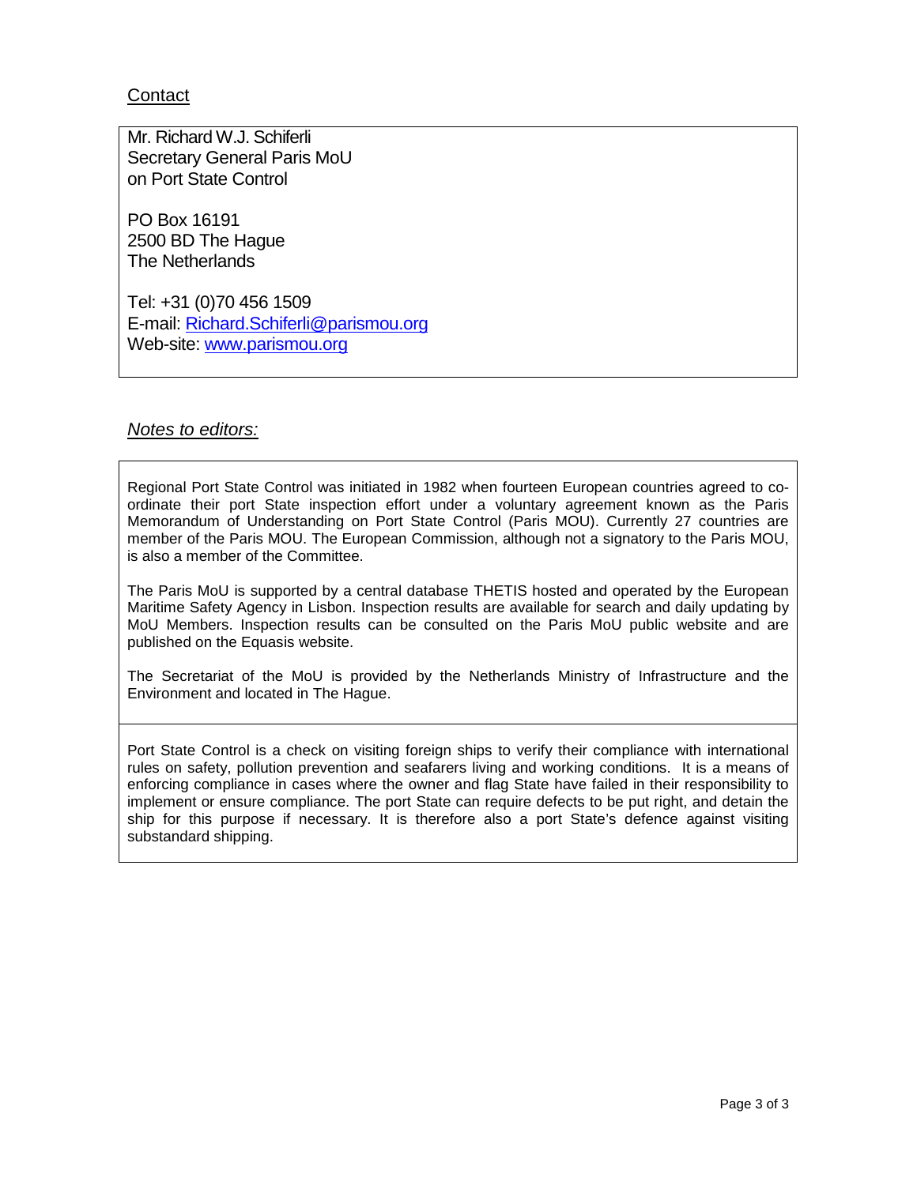Contact

Mr. Richard W.J. Schiferli
Secretary General Paris MoU
on Port State Control

PO Box 16191
2500 BD The Hague
The Netherlands

Tel: +31 (0)70 456 1509
E-mail: Richard.Schiferli@parismou.org
Web-site: www.parismou.org

*Notes to editors:*

Regional Port State Control was initiated in 1982 when fourteen European countries agreed to co-ordinate their port State inspection effort under a voluntary agreement known as the Paris Memorandum of Understanding on Port State Control (Paris MOU). Currently 27 countries are member of the Paris MOU. The European Commission, although not a signatory to the Paris MOU, is also a member of the Committee.

The Paris MoU is supported by a central database THETIS hosted and operated by the European Maritime Safety Agency in Lisbon. Inspection results are available for search and daily updating by MoU Members. Inspection results can be consulted on the Paris MoU public website and are published on the Equasis website.

The Secretariat of the MoU is provided by the Netherlands Ministry of Infrastructure and the Environment and located in The Hague.

Port State Control is a check on visiting foreign ships to verify their compliance with international rules on safety, pollution prevention and seafarers living and working conditions. It is a means of enforcing compliance in cases where the owner and flag State have failed in their responsibility to implement or ensure compliance. The port State can require defects to be put right, and detain the ship for this purpose if necessary. It is therefore also a port State's defence against visiting substandard shipping.